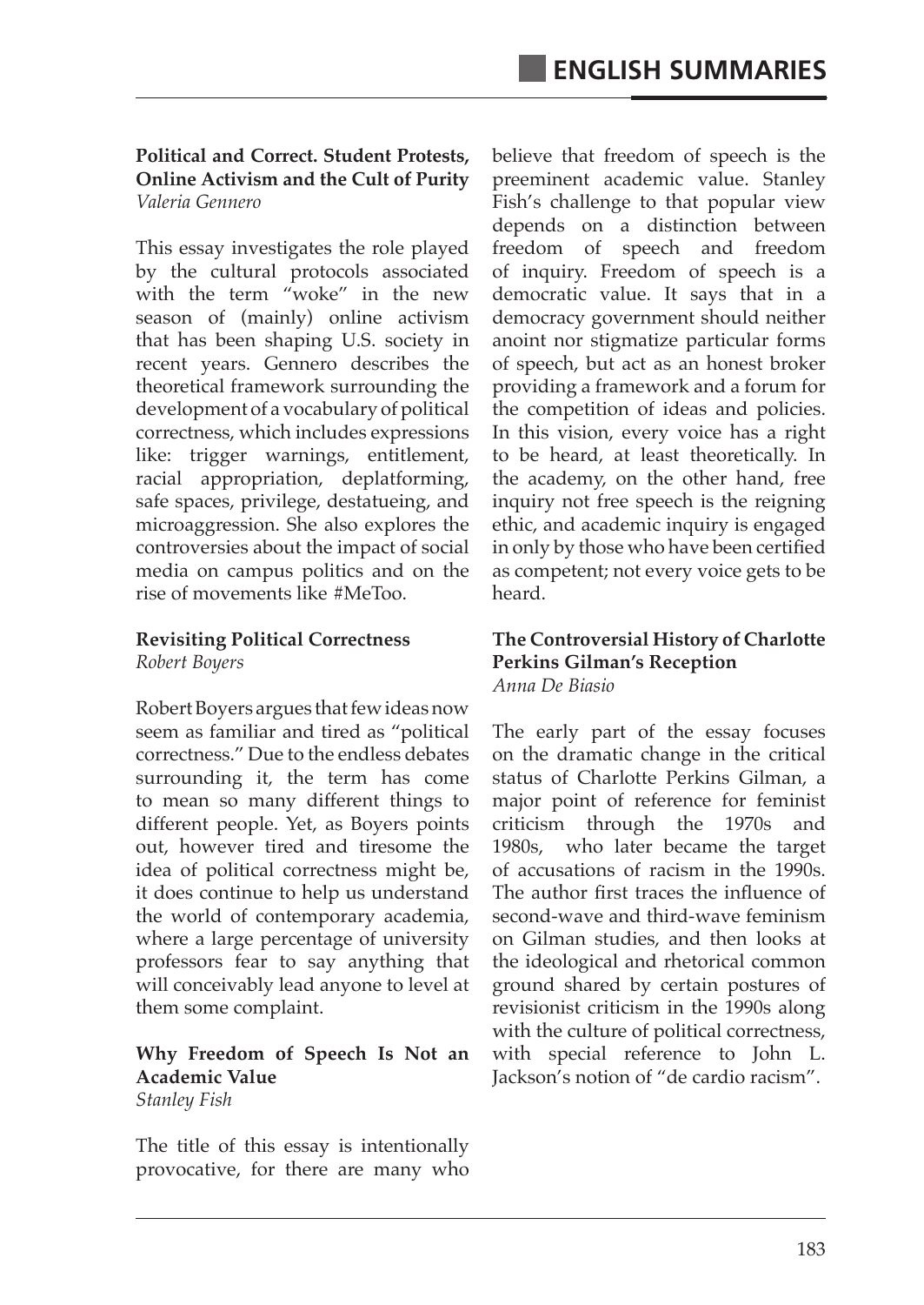# ENGLISH SUMMARIES

**Political and Correct. Student Protests, Online Activism and the Cult of Purity**
*Valeria Gennero*

This essay investigates the role played by the cultural protocols associated with the term "woke" in the new season of (mainly) online activism that has been shaping U.S. society in recent years. Gennero describes the theoretical framework surrounding the development of a vocabulary of political correctness, which includes expressions like: trigger warnings, entitlement, racial appropriation, deplatforming, safe spaces, privilege, destatueing, and microaggression. She also explores the controversies about the impact of social media on campus politics and on the rise of movements like #MeToo.

**Revisiting Political Correctness**
*Robert Boyers*

Robert Boyers argues that few ideas now seem as familiar and tired as "political correctness." Due to the endless debates surrounding it, the term has come to mean so many different things to different people. Yet, as Boyers points out, however tired and tiresome the idea of political correctness might be, it does continue to help us understand the world of contemporary academia, where a large percentage of university professors fear to say anything that will conceivably lead anyone to level at them some complaint.

**Why Freedom of Speech Is Not an Academic Value**
*Stanley Fish*

The title of this essay is intentionally provocative, for there are many who believe that freedom of speech is the preeminent academic value. Stanley Fish's challenge to that popular view depends on a distinction between freedom of speech and freedom of inquiry. Freedom of speech is a democratic value. It says that in a democracy government should neither anoint nor stigmatize particular forms of speech, but act as an honest broker providing a framework and a forum for the competition of ideas and policies. In this vision, every voice has a right to be heard, at least theoretically. In the academy, on the other hand, free inquiry not free speech is the reigning ethic, and academic inquiry is engaged in only by those who have been certified as competent; not every voice gets to be heard.

**The Controversial History of Charlotte Perkins Gilman's Reception**
*Anna De Biasio*

The early part of the essay focuses on the dramatic change in the critical status of Charlotte Perkins Gilman, a major point of reference for feminist criticism through the 1970s and 1980s, who later became the target of accusations of racism in the 1990s. The author first traces the influence of second-wave and third-wave feminism on Gilman studies, and then looks at the ideological and rhetorical common ground shared by certain postures of revisionist criticism in the 1990s along with the culture of political correctness, with special reference to John L. Jackson's notion of "de cardio racism".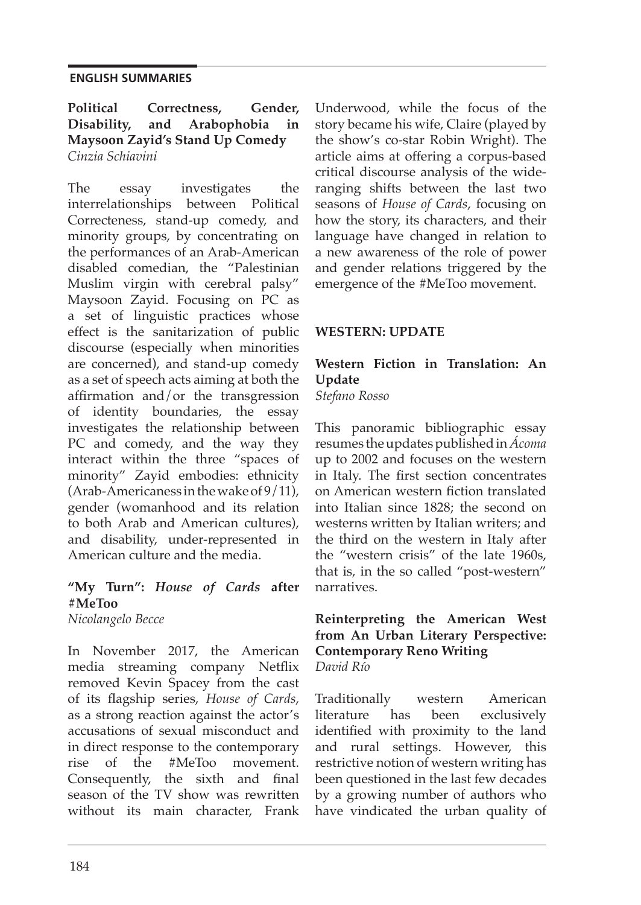## ENGLISH SUMMARIES

**Political Correctness, Gender, Disability, and Arabophobia in Maysoon Zayid's Stand Up Comedy**
*Cinzia Schiavini*

The essay investigates the interrelationships between Political Correcteness, stand-up comedy, and minority groups, by concentrating on the performances of an Arab-American disabled comedian, the "Palestinian Muslim virgin with cerebral palsy" Maysoon Zayid. Focusing on PC as a set of linguistic practices whose effect is the sanitarization of public discourse (especially when minorities are concerned), and stand-up comedy as a set of speech acts aiming at both the affirmation and/or the transgression of identity boundaries, the essay investigates the relationship between PC and comedy, and the way they interact within the three "spaces of minority" Zayid embodies: ethnicity (Arab-Americaness in the wake of 9/11), gender (womanhood and its relation to both Arab and American cultures), and disability, under-represented in American culture and the media.

**"My Turn": *House of Cards* after #MeToo**
*Nicolangelo Becce*

In November 2017, the American media streaming company Netflix removed Kevin Spacey from the cast of its flagship series, *House of Cards*, as a strong reaction against the actor's accusations of sexual misconduct and in direct response to the contemporary rise of the #MeToo movement. Consequently, the sixth and final season of the TV show was rewritten without its main character, Frank Underwood, while the focus of the story became his wife, Claire (played by the show's co-star Robin Wright). The article aims at offering a corpus-based critical discourse analysis of the wide-ranging shifts between the last two seasons of *House of Cards*, focusing on how the story, its characters, and their language have changed in relation to a new awareness of the role of power and gender relations triggered by the emergence of the #MeToo movement.

## WESTERN: UPDATE

**Western Fiction in Translation: An Update**
*Stefano Rosso*

This panoramic bibliographic essay resumes the updates published in *Ácoma* up to 2002 and focuses on the western in Italy. The first section concentrates on American western fiction translated into Italian since 1828; the second on westerns written by Italian writers; and the third on the western in Italy after the "western crisis" of the late 1960s, that is, in the so called "post-western" narratives.

**Reinterpreting the American West from An Urban Literary Perspective: Contemporary Reno Writing**
*David Río*

Traditionally western American literature has been exclusively identified with proximity to the land and rural settings. However, this restrictive notion of western writing has been questioned in the last few decades by a growing number of authors who have vindicated the urban quality of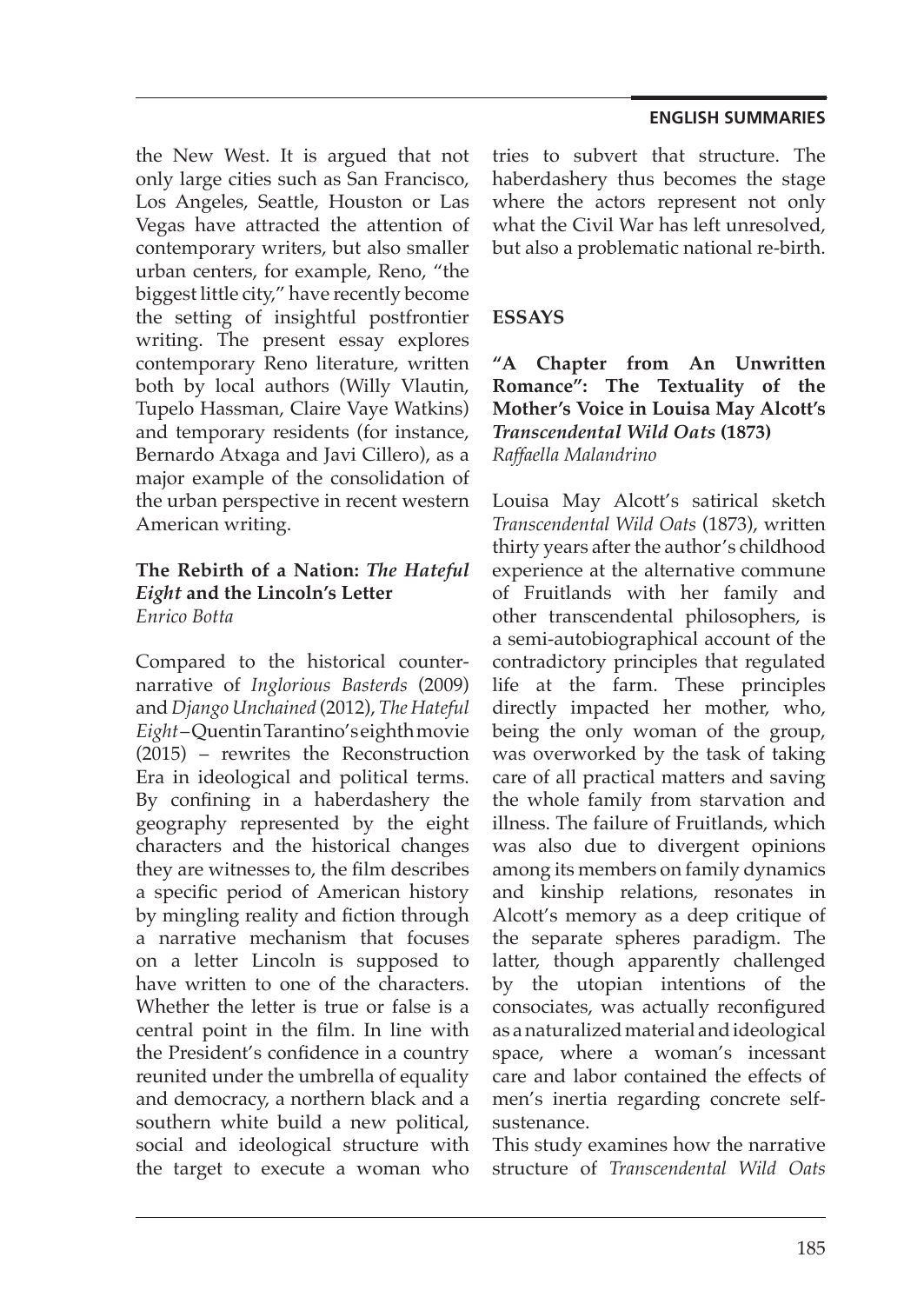the New West. It is argued that not only large cities such as San Francisco, Los Angeles, Seattle, Houston or Las Vegas have attracted the attention of contemporary writers, but also smaller urban centers, for example, Reno, "the biggest little city," have recently become the setting of insightful postfrontier writing. The present essay explores contemporary Reno literature, written both by local authors (Willy Vlautin, Tupelo Hassman, Claire Vaye Watkins) and temporary residents (for instance, Bernardo Atxaga and Javi Cillero), as a major example of the consolidation of the urban perspective in recent western American writing.

### The Rebirth of a Nation: *The Hateful Eight* and the Lincoln's Letter
*Enrico Botta*

Compared to the historical counter-narrative of *Inglorious Basterds* (2009) and *Django Unchained* (2012), *The Hateful Eight* – Quentin Tarantino's eighth movie (2015) – rewrites the Reconstruction Era in ideological and political terms. By confining in a haberdashery the geography represented by the eight characters and the historical changes they are witnesses to, the film describes a specific period of American history by mingling reality and fiction through a narrative mechanism that focuses on a letter Lincoln is supposed to have written to one of the characters. Whether the letter is true or false is a central point in the film. In line with the President's confidence in a country reunited under the umbrella of equality and democracy, a northern black and a southern white build a new political, social and ideological structure with the target to execute a woman who tries to subvert that structure. The haberdashery thus becomes the stage where the actors represent not only what the Civil War has left unresolved, but also a problematic national re-birth.

## ESSAYS

### "A Chapter from An Unwritten Romance": The Textuality of the Mother's Voice in Louisa May Alcott's *Transcendental Wild Oats* (1873)
*Raffaella Malandrino*

Louisa May Alcott's satirical sketch *Transcendental Wild Oats* (1873), written thirty years after the author's childhood experience at the alternative commune of Fruitlands with her family and other transcendental philosophers, is a semi-autobiographical account of the contradictory principles that regulated life at the farm. These principles directly impacted her mother, who, being the only woman of the group, was overworked by the task of taking care of all practical matters and saving the whole family from starvation and illness. The failure of Fruitlands, which was also due to divergent opinions among its members on family dynamics and kinship relations, resonates in Alcott's memory as a deep critique of the separate spheres paradigm. The latter, though apparently challenged by the utopian intentions of the consociates, was actually reconfigured as a naturalized material and ideological space, where a woman's incessant care and labor contained the effects of men's inertia regarding concrete self-sustenance.

This study examines how the narrative structure of *Transcendental Wild Oats*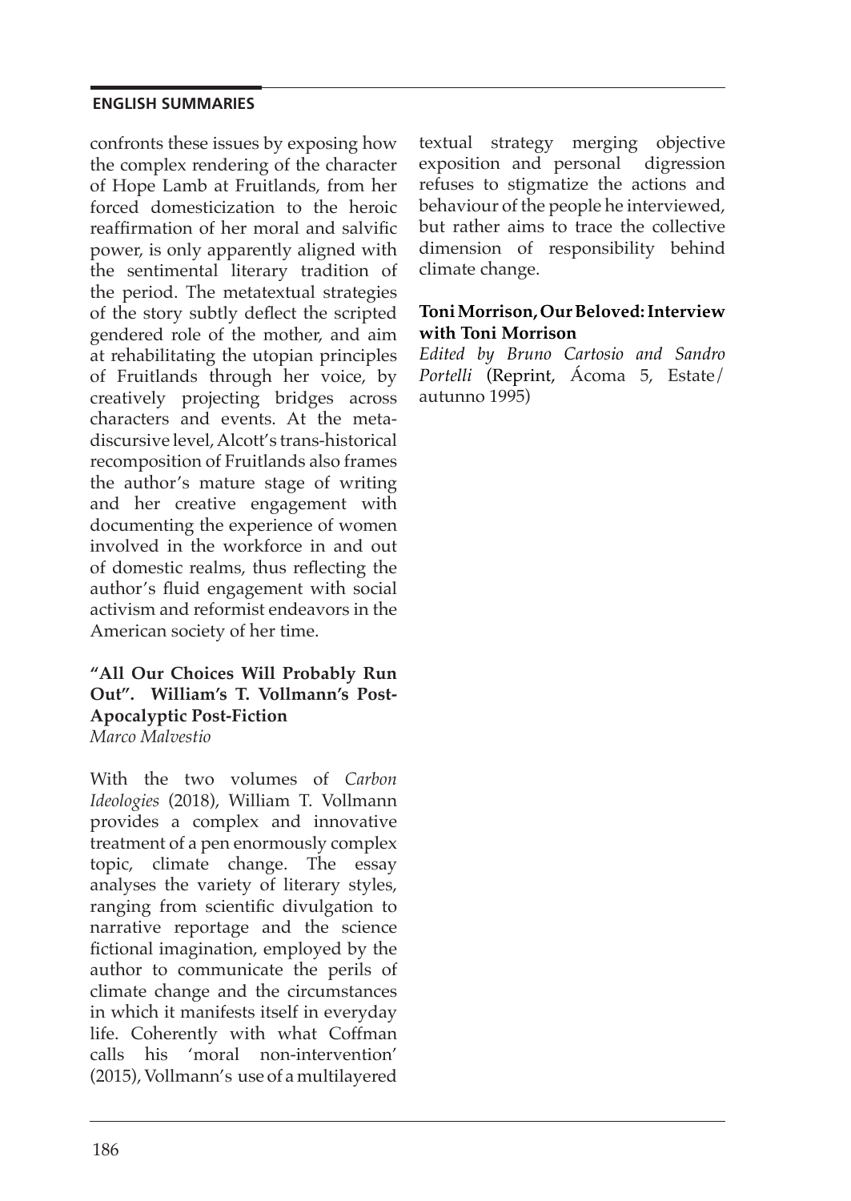confronts these issues by exposing how the complex rendering of the character of Hope Lamb at Fruitlands, from her forced domesticization to the heroic reaffirmation of her moral and salvific power, is only apparently aligned with the sentimental literary tradition of the period. The metatextual strategies of the story subtly deflect the scripted gendered role of the mother, and aim at rehabilitating the utopian principles of Fruitlands through her voice, by creatively projecting bridges across characters and events. At the meta-discursive level, Alcott's trans-historical recomposition of Fruitlands also frames the author's mature stage of writing and her creative engagement with documenting the experience of women involved in the workforce in and out of domestic realms, thus reflecting the author's fluid engagement with social activism and reformist endeavors in the American society of her time.

**"All Our Choices Will Probably Run Out". William's T. Vollmann's Post-Apocalyptic Post-Fiction**
*Marco Malvestio*

With the two volumes of *Carbon Ideologies* (2018), William T. Vollmann provides a complex and innovative treatment of a pen enormously complex topic, climate change. The essay analyses the variety of literary styles, ranging from scientific divulgation to narrative reportage and the science fictional imagination, employed by the author to communicate the perils of climate change and the circumstances in which it manifests itself in everyday life. Coherently with what Coffman calls his 'moral non-intervention' (2015), Vollmann's use of a multilayered textual strategy merging objective exposition and personal digression refuses to stigmatize the actions and behaviour of the people he interviewed, but rather aims to trace the collective dimension of responsibility behind climate change.

**Toni Morrison, Our Beloved: Interview with Toni Morrison**
*Edited by Bruno Cartosio and Sandro Portelli* (Reprint, Ácoma 5, Estate/autunno 1995)